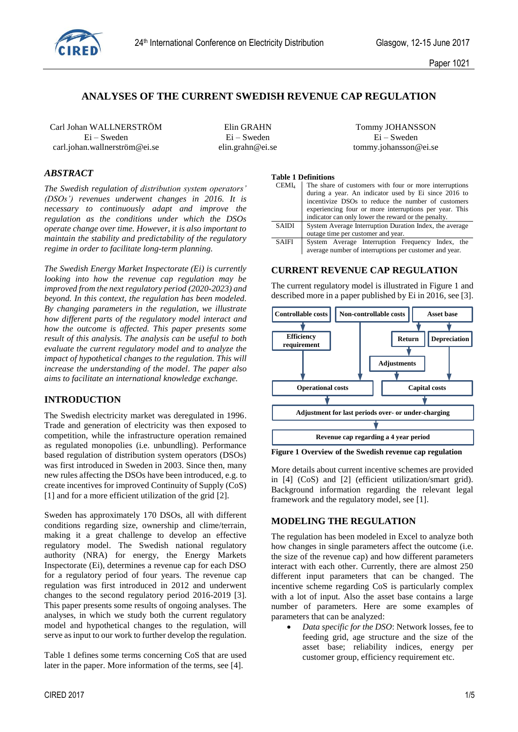# ANALYSES OF THE CURRENT SWEDISH REVENUE CAP REGULATION

Carl Johan WALLNERSTRÖM
Ei – Sweden
carl.johan.wallnerström@ei.se

Elin GRAHN
Ei – Sweden
elin.grahn@ei.se

Tommy JOHANSSON
Ei – Sweden
tommy.johansson@ei.se

## *ABSTRACT*

*The Swedish regulation of distribution system operators' (DSOs') revenues underwent changes in 2016. It is necessary to continuously adapt and improve the regulation as the conditions under which the DSOs operate change over time. However, it is also important to maintain the stability and predictability of the regulatory regime in order to facilitate long-term planning.*

*The Swedish Energy Market Inspectorate (Ei) is currently looking into how the revenue cap regulation may be improved from the next regulatory period (2020-2023) and beyond. In this context, the regulation has been modeled. By changing parameters in the regulation, we illustrate how different parts of the regulatory model interact and how the outcome is affected. This paper presents some result of this analysis. The analysis can be useful to both evaluate the current regulatory model and to analyze the impact of hypothetical changes to the regulation. This will increase the understanding of the model. The paper also aims to facilitate an international knowledge exchange.*

## INTRODUCTION

The Swedish electricity market was deregulated in 1996. Trade and generation of electricity was then exposed to competition, while the infrastructure operation remained as regulated monopolies (i.e. unbundling). Performance based regulation of distribution system operators (DSOs) was first introduced in Sweden in 2003. Since then, many new rules affecting the DSOs have been introduced, e.g. to create incentives for improved Continuity of Supply (CoS) [1] and for a more efficient utilization of the grid [2].

Sweden has approximately 170 DSOs, all with different conditions regarding size, ownership and clime/terrain, making it a great challenge to develop an effective regulatory model. The Swedish national regulatory authority (NRA) for energy, the Energy Markets Inspectorate (Ei), determines a revenue cap for each DSO for a regulatory period of four years. The revenue cap regulation was first introduced in 2012 and underwent changes to the second regulatory period 2016-2019 [3]. This paper presents some results of ongoing analyses. The analyses, in which we study both the current regulatory model and hypothetical changes to the regulation, will serve as input to our work to further develop the regulation.

Table 1 defines some terms concerning CoS that are used later in the paper. More information of the terms, see [4].

**Table 1 Definitions**

| | |
|---|---|
| $CEMI_4$ | The share of customers with four or more interruptions during a year. An indicator used by Ei since 2016 to incentivize DSOs to reduce the number of customers experiencing four or more interruptions per year. This indicator can only lower the reward or the penalty. |
| SAIDI | System Average Interruption Duration Index, the average outage time per customer and year. |
| SAIFI | System Average Interruption Frequency Index, the average number of interruptions per customer and year. |

## CURRENT REVENUE CAP REGULATION

The current regulatory model is illustrated in Figure 1 and described more in a paper published by Ei in 2016, see [3].

Controllable costs → Efficiency requirement → Operational costs; Non-controllable costs → Operational costs; Asset base → Return, Depreciation → Adjustments → Capital costs; Operational costs, Capital costs → Adjustment for last periods over- or under-charging → Revenue cap regarding a 4 year period

**Figure 1 Overview of the Swedish revenue cap regulation**

More details about current incentive schemes are provided in [4] (CoS) and [2] (efficient utilization/smart grid). Background information regarding the relevant legal framework and the regulatory model, see [1].

## MODELING THE REGULATION

The regulation has been modeled in Excel to analyze both how changes in single parameters affect the outcome (i.e. the size of the revenue cap) and how different parameters interact with each other. Currently, there are almost 250 different input parameters that can be changed. The incentive scheme regarding CoS is particularly complex with a lot of input. Also the asset base contains a large number of parameters. Here are some examples of parameters that can be analyzed:

- *Data specific for the DSO*: Network losses, fee to feeding grid, age structure and the size of the asset base; reliability indices, energy per customer group, efficiency requirement etc.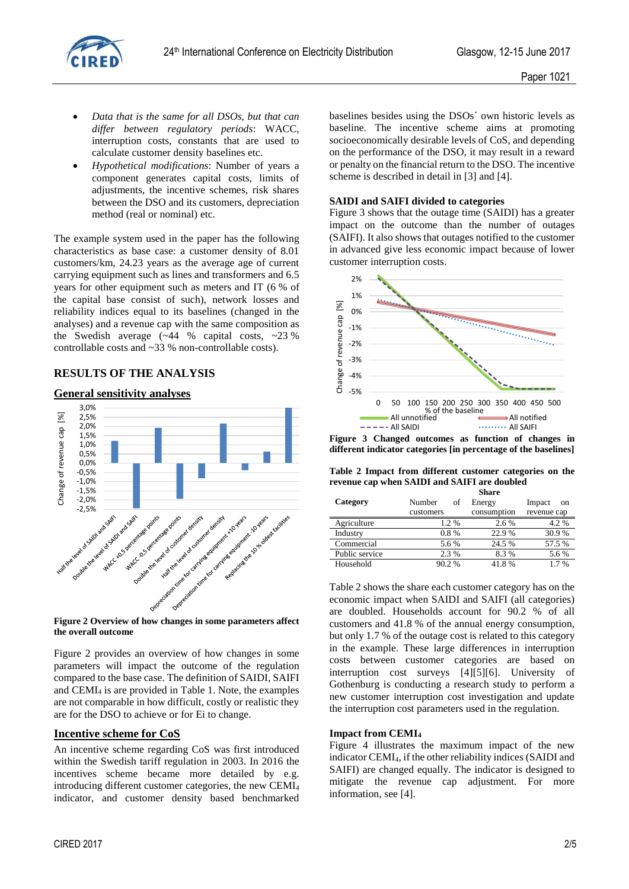- *Data that is the same for all DSOs, but that can differ between regulatory periods*: WACC, interruption costs, constants that are used to calculate customer density baselines etc.
- *Hypothetical modifications*: Number of years a component generates capital costs, limits of adjustments, the incentive schemes, risk shares between the DSO and its customers, depreciation method (real or nominal) etc.

The example system used in the paper has the following characteristics as base case: a customer density of 8.01 customers/km, 24.23 years as the average age of current carrying equipment such as lines and transformers and 6.5 years for other equipment such as meters and IT (6 % of the capital base consist of such), network losses and reliability indices equal to its baselines (changed in the analyses) and a revenue cap with the same composition as the Swedish average (~44 % capital costs, ~23 % controllable costs and ~33 % non-controllable costs).

## RESULTS OF THE ANALYSIS

### General sensitivity analyses

**Figure 2 Overview of how changes in some parameters affect the overall outcome**

Figure 2 provides an overview of how changes in some parameters will impact the outcome of the regulation compared to the base case. The definition of SAIDI, SAIFI and $CEMI_4$ is are provided in Table 1. Note, the examples are not comparable in how difficult, costly or realistic they are for the DSO to achieve or for Ei to change.

### Incentive scheme for CoS

An incentive scheme regarding CoS was first introduced within the Swedish tariff regulation in 2003. In 2016 the incentives scheme became more detailed by e.g. introducing different customer categories, the new $CEMI_4$ indicator, and customer density based benchmarked baselines besides using the DSOs´ own historic levels as baseline. The incentive scheme aims at promoting socioeconomically desirable levels of CoS, and depending on the performance of the DSO, it may result in a reward or penalty on the financial return to the DSO. The incentive scheme is described in detail in [3] and [4].

**SAIDI and SAIFI divided to categories**

Figure 3 shows that the outage time (SAIDI) has a greater impact on the outcome than the number of outages (SAIFI). It also shows that outages notified to the customer in advanced give less economic impact because of lower customer interruption costs.

**Figure 3 Changed outcomes as function of changes in different indicator categories [in percentage of the baselines]**

**Table 2 Impact from different customer categories on the revenue cap when SAIDI and SAIFI are doubled**

| Category | Share | | |
|---|---|---|---|
| | Number of customers | Energy consumption | Impact on revenue cap |
| Agriculture | 1.2 % | 2.6 % | 4.2 % |
| Industry | 0.8 % | 22.9 % | 30.9 % |
| Commercial | 5.6 % | 24.5 % | 57.5 % |
| Public service | 2.3 % | 8.3 % | 5.6 % |
| Household | 90.2 % | 41.8 % | 1.7 % |

Table 2 shows the share each customer category has on the economic impact when SAIDI and SAIFI (all categories) are doubled. Households account for 90.2 % of all customers and 41.8 % of the annual energy consumption, but only 1.7 % of the outage cost is related to this category in the example. These large differences in interruption costs between customer categories are based on interruption cost surveys [4][5][6]. University of Gothenburg is conducting a research study to perform a new customer interruption cost investigation and update the interruption cost parameters used in the regulation.

**Impact from $CEMI_4$**

Figure 4 illustrates the maximum impact of the new indicator $CEMI_4$, if the other reliability indices (SAIDI and SAIFI) are changed equally. The indicator is designed to mitigate the revenue cap adjustment. For more information, see [4].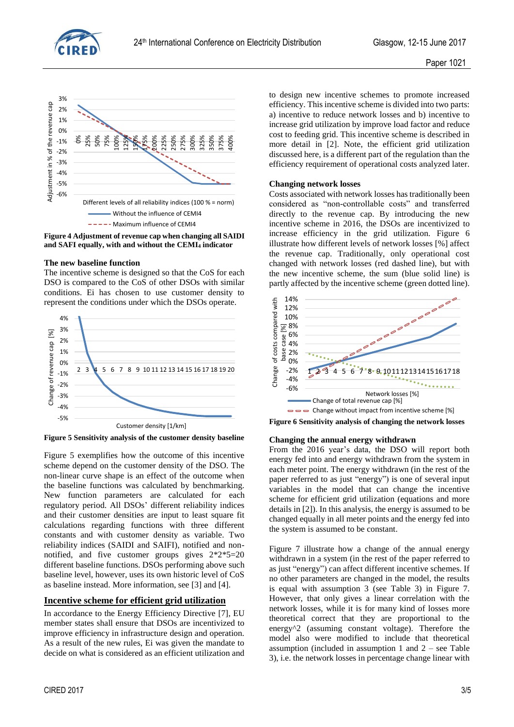Figure 4 Adjustment of revenue cap when changing all SAIDI and SAFI equally, with and without the CEMI$_4$ indicator

### The new baseline function

The incentive scheme is designed so that the CoS for each DSO is compared to the CoS of other DSOs with similar conditions. Ei has chosen to use customer density to represent the conditions under which the DSOs operate.

Figure 5 Sensitivity analysis of the customer density baseline

Figure 5 exemplifies how the outcome of this incentive scheme depend on the customer density of the DSO. The non-linear curve shape is an effect of the outcome when the baseline functions was calculated by benchmarking. New function parameters are calculated for each regulatory period. All DSOs' different reliability indices and their customer densities are input to least square fit calculations regarding functions with three different constants and with customer density as variable. Two reliability indices (SAIDI and SAIFI), notified and non-notified, and five customer groups gives 2*2*5=20 different baseline functions. DSOs performing above such baseline level, however, uses its own historic level of CoS as baseline instead. More information, see [3] and [4].

## Incentive scheme for efficient grid utilization

In accordance to the Energy Efficiency Directive [7], EU member states shall ensure that DSOs are incentivized to improve efficiency in infrastructure design and operation. As a result of the new rules, Ei was given the mandate to decide on what is considered as an efficient utilization and to design new incentive schemes to promote increased efficiency. This incentive scheme is divided into two parts: a) incentive to reduce network losses and b) incentive to increase grid utilization by improve load factor and reduce cost to feeding grid. This incentive scheme is described in more detail in [2]. Note, the efficient grid utilization discussed here, is a different part of the regulation than the efficiency requirement of operational costs analyzed later.

### Changing network losses

Costs associated with network losses has traditionally been considered as "non-controllable costs" and transferred directly to the revenue cap. By introducing the new incentive scheme in 2016, the DSOs are incentivized to increase efficiency in the grid utilization. Figure 6 illustrate how different levels of network losses [%] affect the revenue cap. Traditionally, only operational cost changed with network losses (red dashed line), but with the new incentive scheme, the sum (blue solid line) is partly affected by the incentive scheme (green dotted line).

Figure 6 Sensitivity analysis of changing the network losses

### Changing the annual energy withdrawn

From the 2016 year's data, the DSO will report both energy fed into and energy withdrawn from the system in each meter point. The energy withdrawn (in the rest of the paper referred to as just "energy") is one of several input variables in the model that can change the incentive scheme for efficient grid utilization (equations and more details in [2]). In this analysis, the energy is assumed to be changed equally in all meter points and the energy fed into the system is assumed to be constant.

Figure 7 illustrate how a change of the annual energy withdrawn in a system (in the rest of the paper referred to as just "energy") can affect different incentive schemes. If no other parameters are changed in the model, the results is equal with assumption 3 (see Table 3) in Figure 7. However, that only gives a linear correlation with the network losses, while it is for many kind of losses more theoretical correct that they are proportional to the energy^2 (assuming constant voltage). Therefore the model also were modified to include that theoretical assumption (included in assumption 1 and 2 – see Table 3), i.e. the network losses in percentage change linear with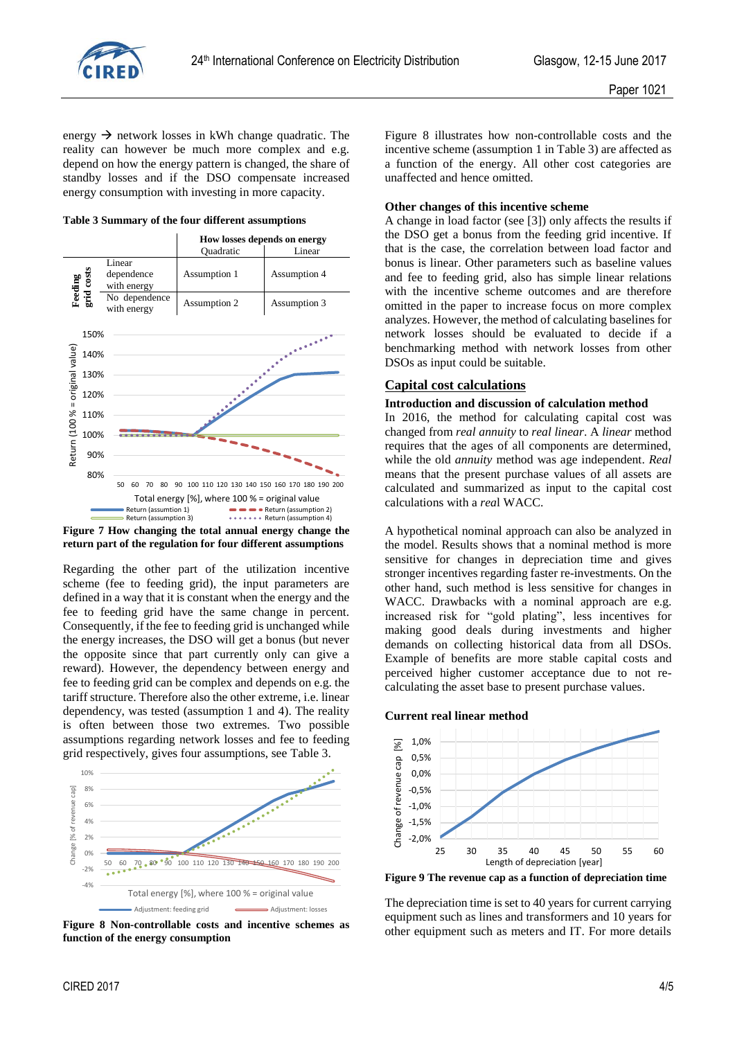energy → network losses in kWh change quadratic. The reality can however be much more complex and e.g. depend on how the energy pattern is changed, the share of standby losses and if the DSO compensate increased energy consumption with investing in more capacity.

**Table 3 Summary of the four different assumptions**

| | | How losses depends on energy | |
|---|---|---|---|
| | | Quadratic | Linear |
| Feeding grid costs | Linear dependence with energy | Assumption 1 | Assumption 4 |
| | No dependence with energy | Assumption 2 | Assumption 3 |

**Figure 7 How changing the total annual energy change the return part of the regulation for four different assumptions**

Regarding the other part of the utilization incentive scheme (fee to feeding grid), the input parameters are defined in a way that it is constant when the energy and the fee to feeding grid have the same change in percent. Consequently, if the fee to feeding grid is unchanged while the energy increases, the DSO will get a bonus (but never the opposite since that part currently only can give a reward). However, the dependency between energy and fee to feeding grid can be complex and depends on e.g. the tariff structure. Therefore also the other extreme, i.e. linear dependency, was tested (assumption 1 and 4). The reality is often between those two extremes. Two possible assumptions regarding network losses and fee to feeding grid respectively, gives four assumptions, see Table 3.

**Figure 8 Non-controllable costs and incentive schemes as function of the energy consumption**

Figure 8 illustrates how non-controllable costs and the incentive scheme (assumption 1 in Table 3) are affected as a function of the energy. All other cost categories are unaffected and hence omitted.

**Other changes of this incentive scheme**

A change in load factor (see [3]) only affects the results if the DSO get a bonus from the feeding grid incentive. If that is the case, the correlation between load factor and bonus is linear. Other parameters such as baseline values and fee to feeding grid, also has simple linear relations with the incentive scheme outcomes and are therefore omitted in the paper to increase focus on more complex analyzes. However, the method of calculating baselines for network losses should be evaluated to decide if a benchmarking method with network losses from other DSOs as input could be suitable.

## Capital cost calculations

**Introduction and discussion of calculation method**

In 2016, the method for calculating capital cost was changed from *real annuity* to *real linear*. A *linear* method requires that the ages of all components are determined, while the old *annuity* method was age independent. *Real* means that the present purchase values of all assets are calculated and summarized as input to the capital cost calculations with a *real* WACC.

A hypothetical nominal approach can also be analyzed in the model. Results shows that a nominal method is more sensitive for changes in depreciation time and gives stronger incentives regarding faster re-investments. On the other hand, such method is less sensitive for changes in WACC. Drawbacks with a nominal approach are e.g. increased risk for "gold plating", less incentives for making good deals during investments and higher demands on collecting historical data from all DSOs. Example of benefits are more stable capital costs and perceived higher customer acceptance due to not re-calculating the asset base to present purchase values.

**Current real linear method**

**Figure 9 The revenue cap as a function of depreciation time**

The depreciation time is set to 40 years for current carrying equipment such as lines and transformers and 10 years for other equipment such as meters and IT. For more details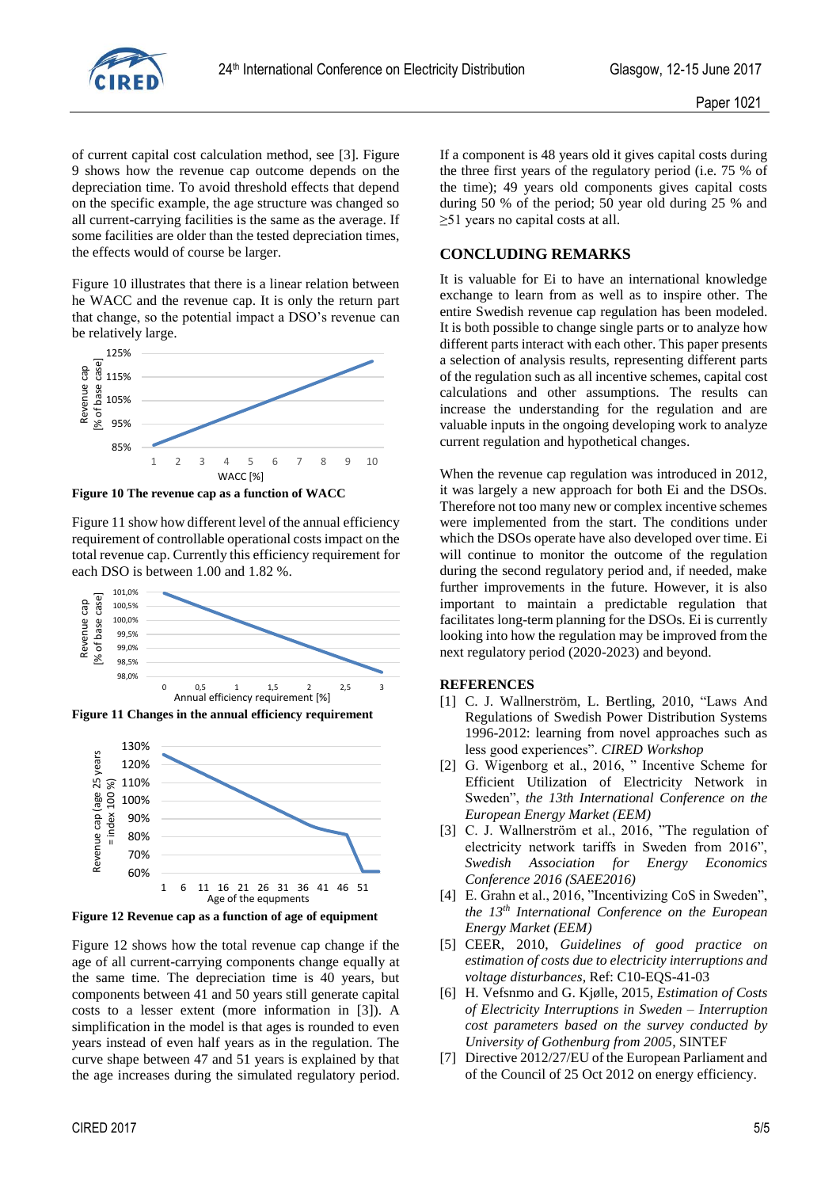of current capital cost calculation method, see [3]. Figure 9 shows how the revenue cap outcome depends on the depreciation time. To avoid threshold effects that depend on the specific example, the age structure was changed so all current-carrying facilities is the same as the average. If some facilities are older than the tested depreciation times, the effects would of course be larger.

Figure 10 illustrates that there is a linear relation between he WACC and the revenue cap. It is only the return part that change, so the potential impact a DSO's revenue can be relatively large.

Revenue cap [% of base case]
125%
115%
105%
95%
85%
1 2 3 4 5 6 7 8 9 10
WACC [%]

**Figure 10 The revenue cap as a function of WACC**

Figure 11 show how different level of the annual efficiency requirement of controllable operational costs impact on the total revenue cap. Currently this efficiency requirement for each DSO is between 1.00 and 1.82 %.

Revenue cap [% of base case]
101,0%
100,5%
100,0%
99,5%
99,0%
98,5%
98,0%
0 0,5 1 1,5 2 2,5 3
Annual efficiency requirement [%]

**Figure 11 Changes in the annual efficiency requirement**

Revenue cap (age 25 years = index 100 %)
130%
120%
110%
100%
90%
80%
70%
60%
1 6 11 16 21 26 31 36 41 46 51
Age of the equipments

**Figure 12 Revenue cap as a function of age of equipment**

Figure 12 shows how the total revenue cap change if the age of all current-carrying components change equally at the same time. The depreciation time is 40 years, but components between 41 and 50 years still generate capital costs to a lesser extent (more information in [3]). A simplification in the model is that ages is rounded to even years instead of even half years as in the regulation. The curve shape between 47 and 51 years is explained by that the age increases during the simulated regulatory period. If a component is 48 years old it gives capital costs during the three first years of the regulatory period (i.e. 75 % of the time); 49 years old components gives capital costs during 50 % of the period; 50 year old during 25 % and ≥51 years no capital costs at all.

## CONCLUDING REMARKS

It is valuable for Ei to have an international knowledge exchange to learn from as well as to inspire other. The entire Swedish revenue cap regulation has been modeled. It is both possible to change single parts or to analyze how different parts interact with each other. This paper presents a selection of analysis results, representing different parts of the regulation such as all incentive schemes, capital cost calculations and other assumptions. The results can increase the understanding for the regulation and are valuable inputs in the ongoing developing work to analyze current regulation and hypothetical changes.

When the revenue cap regulation was introduced in 2012, it was largely a new approach for both Ei and the DSOs. Therefore not too many new or complex incentive schemes were implemented from the start. The conditions under which the DSOs operate have also developed over time. Ei will continue to monitor the outcome of the regulation during the second regulatory period and, if needed, make further improvements in the future. However, it is also important to maintain a predictable regulation that facilitates long-term planning for the DSOs. Ei is currently looking into how the regulation may be improved from the next regulatory period (2020-2023) and beyond.

## REFERENCES

[1] C. J. Wallnerström, L. Bertling, 2010, "Laws And Regulations of Swedish Power Distribution Systems 1996-2012: learning from novel approaches such as less good experiences". *CIRED Workshop*

[2] G. Wigenborg et al., 2016, " Incentive Scheme for Efficient Utilization of Electricity Network in Sweden", *the 13th International Conference on the European Energy Market (EEM)*

[3] C. J. Wallnerström et al., 2016, "The regulation of electricity network tariffs in Sweden from 2016", *Swedish Association for Energy Economics Conference 2016 (SAEE2016)*

[4] E. Grahn et al., 2016, "Incentivizing CoS in Sweden", *the 13th International Conference on the European Energy Market (EEM)*

[5] CEER, 2010, *Guidelines of good practice on estimation of costs due to electricity interruptions and voltage disturbances*, Ref: C10-EQS-41-03

[6] H. Vefsnmo and G. Kjølle, 2015, *Estimation of Costs of Electricity Interruptions in Sweden – Interruption cost parameters based on the survey conducted by University of Gothenburg from 2005*, SINTEF

[7] Directive 2012/27/EU of the European Parliament and of the Council of 25 Oct 2012 on energy efficiency.